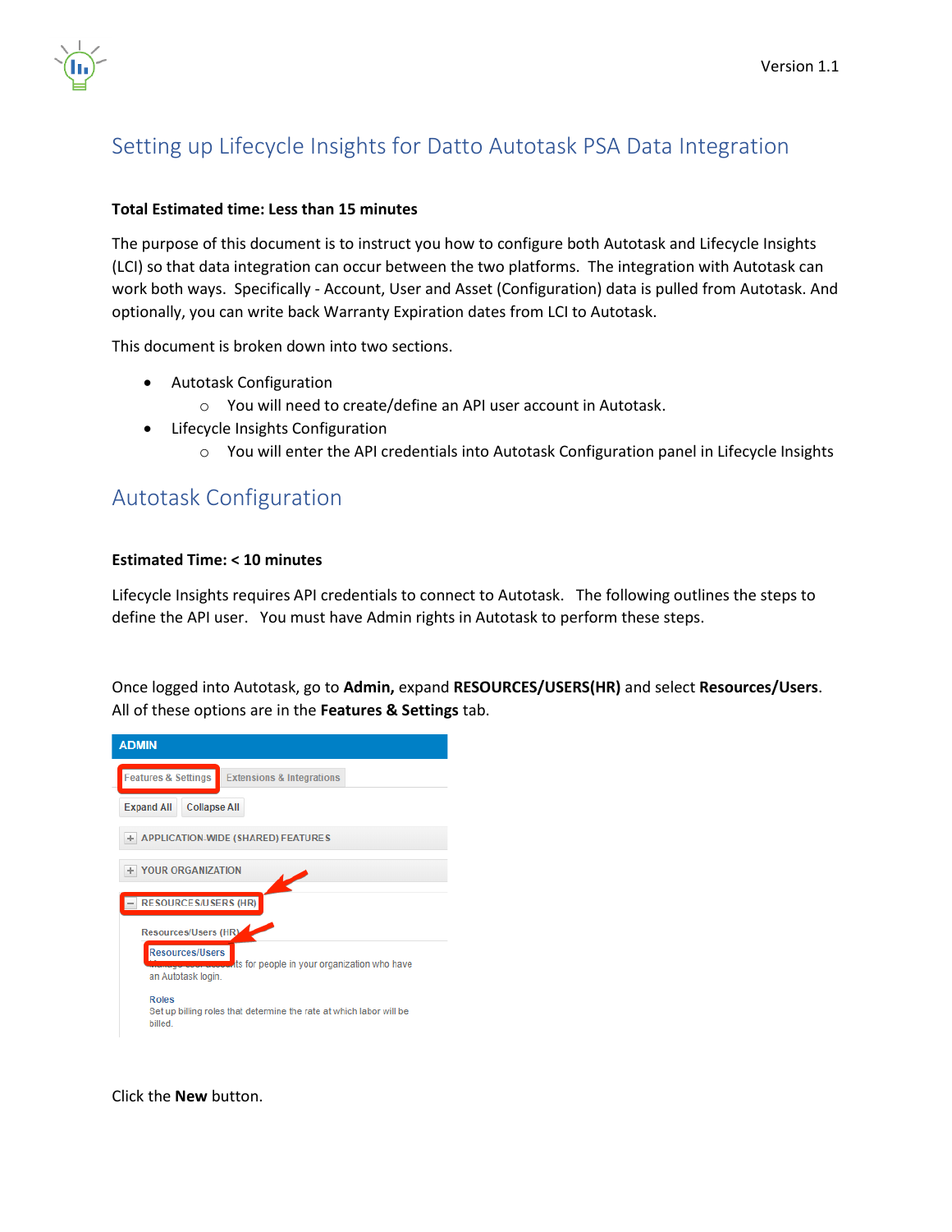Version 1.1

# Setting up Lifecycle Insights for Datto Autotask PSA Data Integration

**Total Estimated time: Less than 15 minutes**

The purpose of this document is to instruct you how to configure both Autotask and Lifecycle Insights (LCI) so that data integration can occur between the two platforms. The integration with Autotask can work both ways. Specifically - Account, User and Asset (Configuration) data is pulled from Autotask. And optionally, you can write back Warranty Expiration dates from LCI to Autotask.

This document is broken down into two sections.

- Autotask Configuration
  - You will need to create/define an API user account in Autotask.
- Lifecycle Insights Configuration
  - You will enter the API credentials into Autotask Configuration panel in Lifecycle Insights

## Autotask Configuration

**Estimated Time: < 10 minutes**

Lifecycle Insights requires API credentials to connect to Autotask. The following outlines the steps to define the API user. You must have Admin rights in Autotask to perform these steps.

Once logged into Autotask, go to **Admin,** expand **RESOURCES/USERS(HR)** and select **Resources/Users**. All of these options are in the **Features & Settings** tab.

Click the **New** button.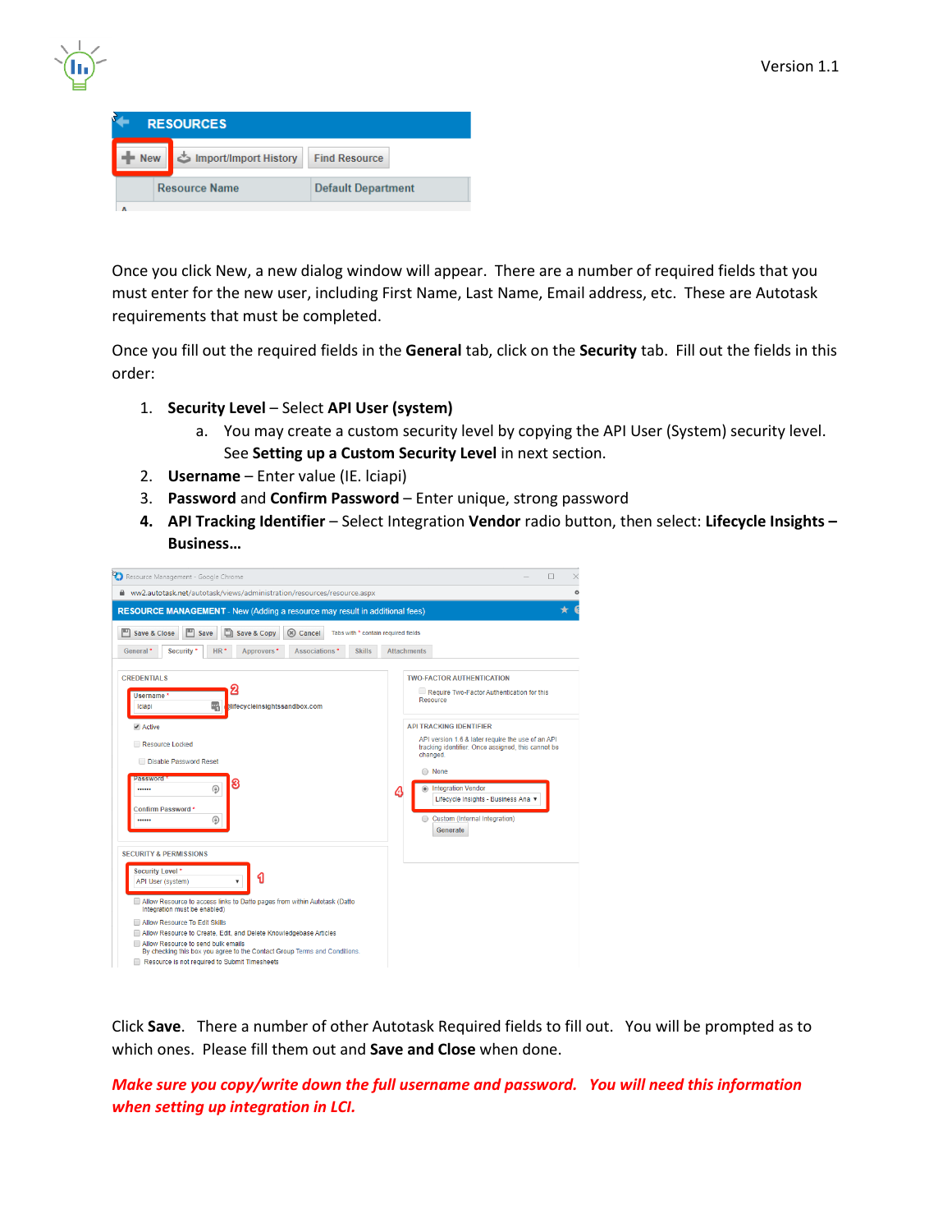Once you click New, a new dialog window will appear. There are a number of required fields that you must enter for the new user, including First Name, Last Name, Email address, etc. These are Autotask requirements that must be completed.

Once you fill out the required fields in the **General** tab, click on the **Security** tab. Fill out the fields in this order:

1. **Security Level** – Select **API User (system)**
   a. You may create a custom security level by copying the API User (System) security level. See **Setting up a Custom Security Level** in next section.
2. **Username** – Enter value (IE. lciapi)
3. **Password** and **Confirm Password** – Enter unique, strong password
4. **API Tracking Identifier** – Select Integration **Vendor** radio button, then select: **Lifecycle Insights – Business…**

Click **Save**. There a number of other Autotask Required fields to fill out. You will be prompted as to which ones. Please fill them out and **Save and Close** when done.

***Make sure you copy/write down the full username and password. You will need this information when setting up integration in LCI.***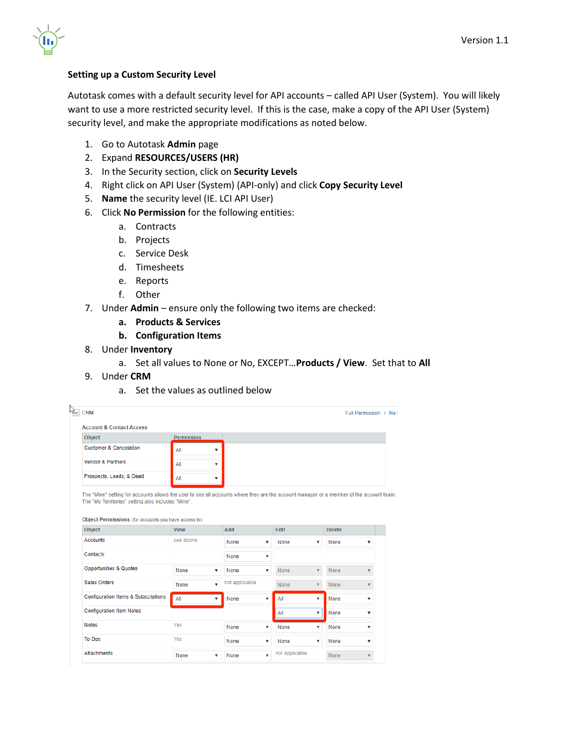### Setting up a Custom Security Level

Autotask comes with a default security level for API accounts – called API User (System). You will likely want to use a more restricted security level. If this is the case, make a copy of the API User (System) security level, and make the appropriate modifications as noted below.

1. Go to Autotask **Admin** page
2. Expand **RESOURCES/USERS (HR)**
3. In the Security section, click on **Security Levels**
4. Right click on API User (System) (API-only) and click **Copy Security Level**
5. **Name** the security level (IE. LCI API User)
6. Click **No Permission** for the following entities:
   a. Contracts
   b. Projects
   c. Service Desk
   d. Timesheets
   e. Reports
   f. Other
7. Under **Admin** – ensure only the following two items are checked:
   a. **Products & Services**
   b. **Configuration Items**
8. Under **Inventory**
   a. Set all values to None or No, EXCEPT…**Products / View**. Set that to **All**
9. Under **CRM**
   a. Set the values as outlined below

CRM | Full Permission | No

Account & Contact Access

| Object | Permission |
|---|---|
| Customer & Cancelation | All |
| Vendor & Partners | All |
| Prospects, Leads, & Dead | All |

The "Mine" setting for accounts allows the user to see all accounts where they are the account manager or a member of the account team. The "My Territories" setting also includes "Mine".

Object Permissions (for accounts you have access to)

| Object | View | Add | Edit | Delete |
|---|---|---|---|---|
| Accounts | see above | None | None | None |
| Contacts | | None | | |
| Opportunities & Quotes | None | None | None | None |
| Sales Orders | None | not applicable | None | None |
| Configuration Items & Subscriptions | All | None | All | None |
| Configuration Item Notes | | | All | None |
| Notes | Yes | None | None | None |
| To-Dos | Yes | None | None | None |
| Attachments | None | None | not applicable | None |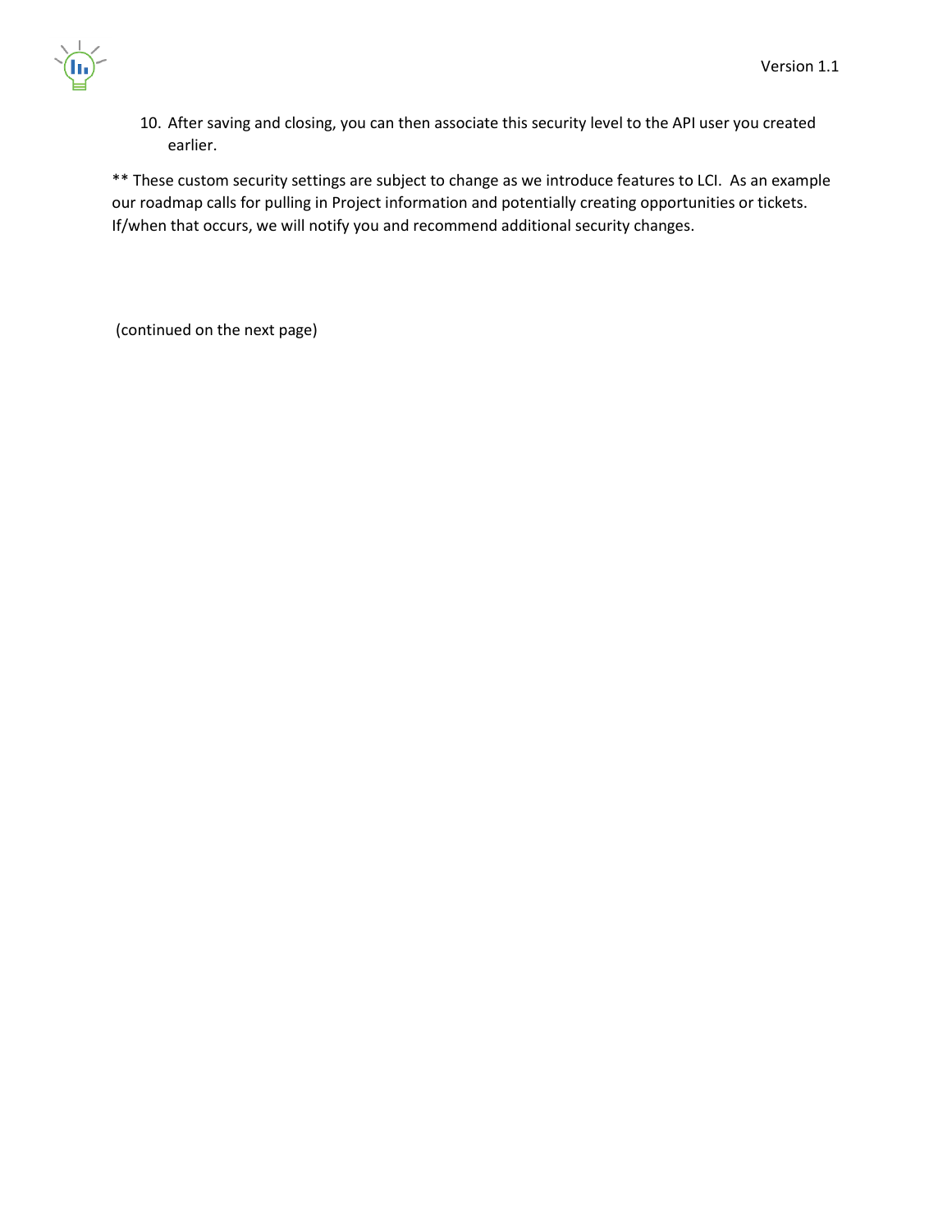10. After saving and closing, you can then associate this security level to the API user you created earlier.

** These custom security settings are subject to change as we introduce features to LCI.  As an example our roadmap calls for pulling in Project information and potentially creating opportunities or tickets.  If/when that occurs, we will notify you and recommend additional security changes.

(continued on the next page)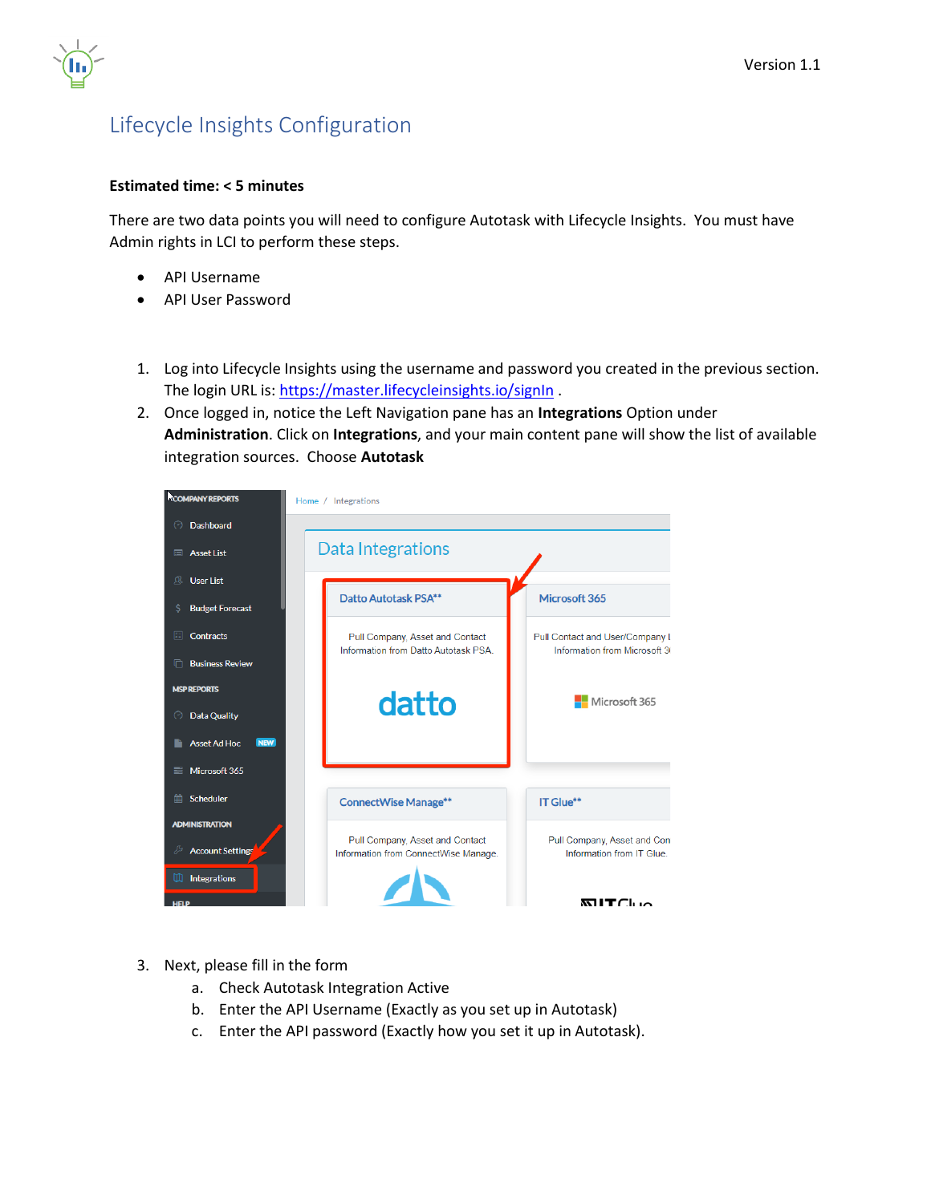# Lifecycle Insights Configuration

**Estimated time: < 5 minutes**

There are two data points you will need to configure Autotask with Lifecycle Insights. You must have Admin rights in LCI to perform these steps.

- API Username
- API User Password

1. Log into Lifecycle Insights using the username and password you created in the previous section. The login URL is: [https://master.lifecycleinsights.io/signIn](https://master.lifecycleinsights.io/signIn) .
2. Once logged in, notice the Left Navigation pane has an **Integrations** Option under **Administration**. Click on **Integrations**, and your main content pane will show the list of available integration sources. Choose **Autotask**

3. Next, please fill in the form
   a. Check Autotask Integration Active
   b. Enter the API Username (Exactly as you set up in Autotask)
   c. Enter the API password (Exactly how you set it up in Autotask).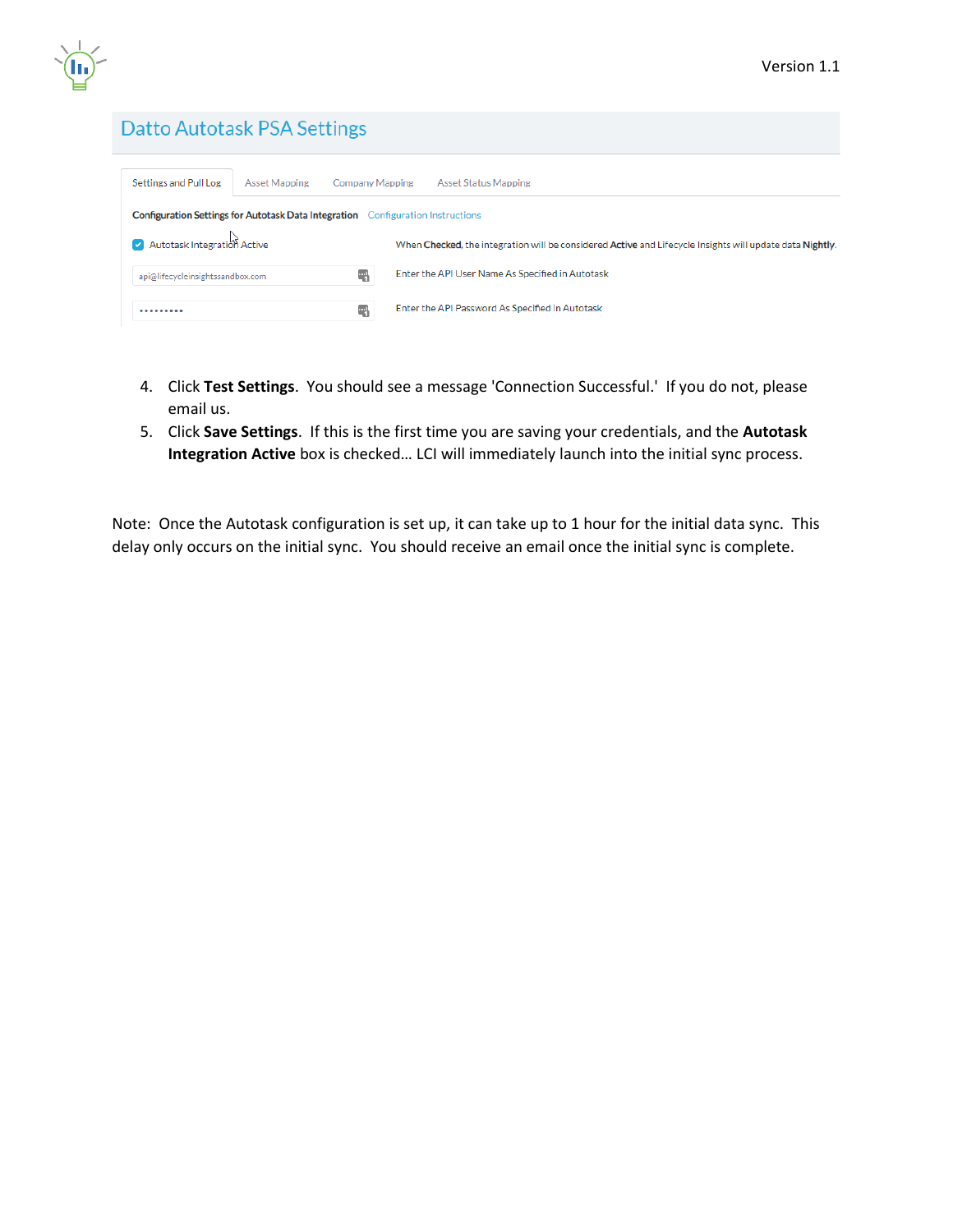## Datto Autotask PSA Settings

Settings and Pull Log | Asset Mapping | Company Mapping | Asset Status Mapping

**Configuration Settings for Autotask Data Integration** Configuration Instructions

Autotask Integration Active — When **Checked**, the integration will be considered **Active** and Lifecycle Insights will update data **Nightly**.

api@lifecycleinsightssandbox.com — Enter the API User Name As Specified in Autotask

••••••••• — Enter the API Password As Specified in Autotask

4. Click **Test Settings**. You should see a message 'Connection Successful.' If you do not, please email us.
5. Click **Save Settings**. If this is the first time you are saving your credentials, and the **Autotask Integration Active** box is checked… LCI will immediately launch into the initial sync process.

Note: Once the Autotask configuration is set up, it can take up to 1 hour for the initial data sync. This delay only occurs on the initial sync. You should receive an email once the initial sync is complete.